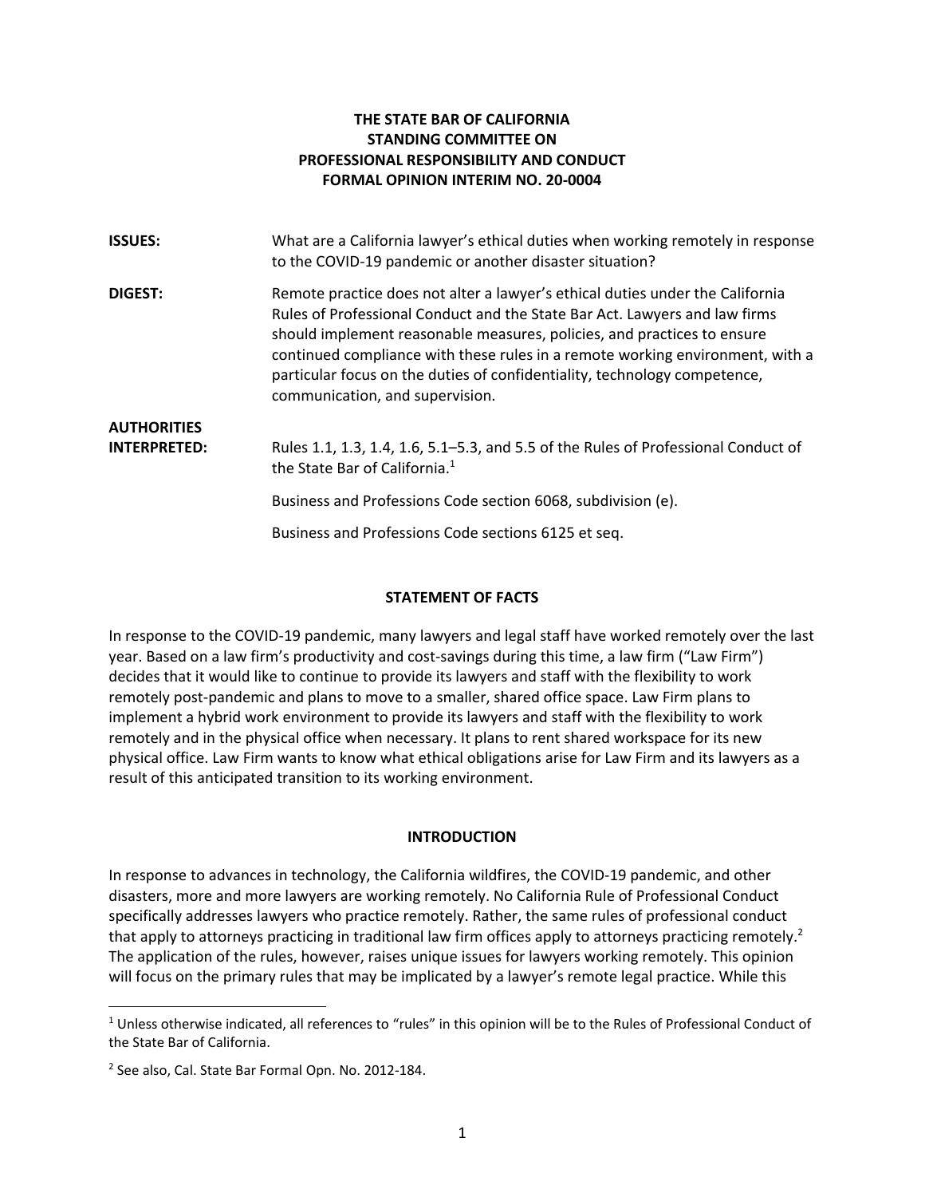**THE STATE BAR OF CALIFORNIA**
**STANDING COMMITTEE ON**
**PROFESSIONAL RESPONSIBILITY AND CONDUCT**
**FORMAL OPINION INTERIM NO. 20-0004**

**ISSUES:** What are a California lawyer's ethical duties when working remotely in response to the COVID-19 pandemic or another disaster situation?

**DIGEST:** Remote practice does not alter a lawyer's ethical duties under the California Rules of Professional Conduct and the State Bar Act. Lawyers and law firms should implement reasonable measures, policies, and practices to ensure continued compliance with these rules in a remote working environment, with a particular focus on the duties of confidentiality, technology competence, communication, and supervision.

**AUTHORITIES INTERPRETED:** Rules 1.1, 1.3, 1.4, 1.6, 5.1–5.3, and 5.5 of the Rules of Professional Conduct of the State Bar of California.[1]

Business and Professions Code section 6068, subdivision (e).

Business and Professions Code sections 6125 et seq.

## STATEMENT OF FACTS

In response to the COVID-19 pandemic, many lawyers and legal staff have worked remotely over the last year. Based on a law firm's productivity and cost-savings during this time, a law firm ("Law Firm") decides that it would like to continue to provide its lawyers and staff with the flexibility to work remotely post-pandemic and plans to move to a smaller, shared office space. Law Firm plans to implement a hybrid work environment to provide its lawyers and staff with the flexibility to work remotely and in the physical office when necessary. It plans to rent shared workspace for its new physical office. Law Firm wants to know what ethical obligations arise for Law Firm and its lawyers as a result of this anticipated transition to its working environment.

## INTRODUCTION

In response to advances in technology, the California wildfires, the COVID-19 pandemic, and other disasters, more and more lawyers are working remotely. No California Rule of Professional Conduct specifically addresses lawyers who practice remotely. Rather, the same rules of professional conduct that apply to attorneys practicing in traditional law firm offices apply to attorneys practicing remotely.[2] The application of the rules, however, raises unique issues for lawyers working remotely. This opinion will focus on the primary rules that may be implicated by a lawyer's remote legal practice. While this

---

[1] Unless otherwise indicated, all references to "rules" in this opinion will be to the Rules of Professional Conduct of the State Bar of California.

[2] See also, Cal. State Bar Formal Opn. No. 2012-184.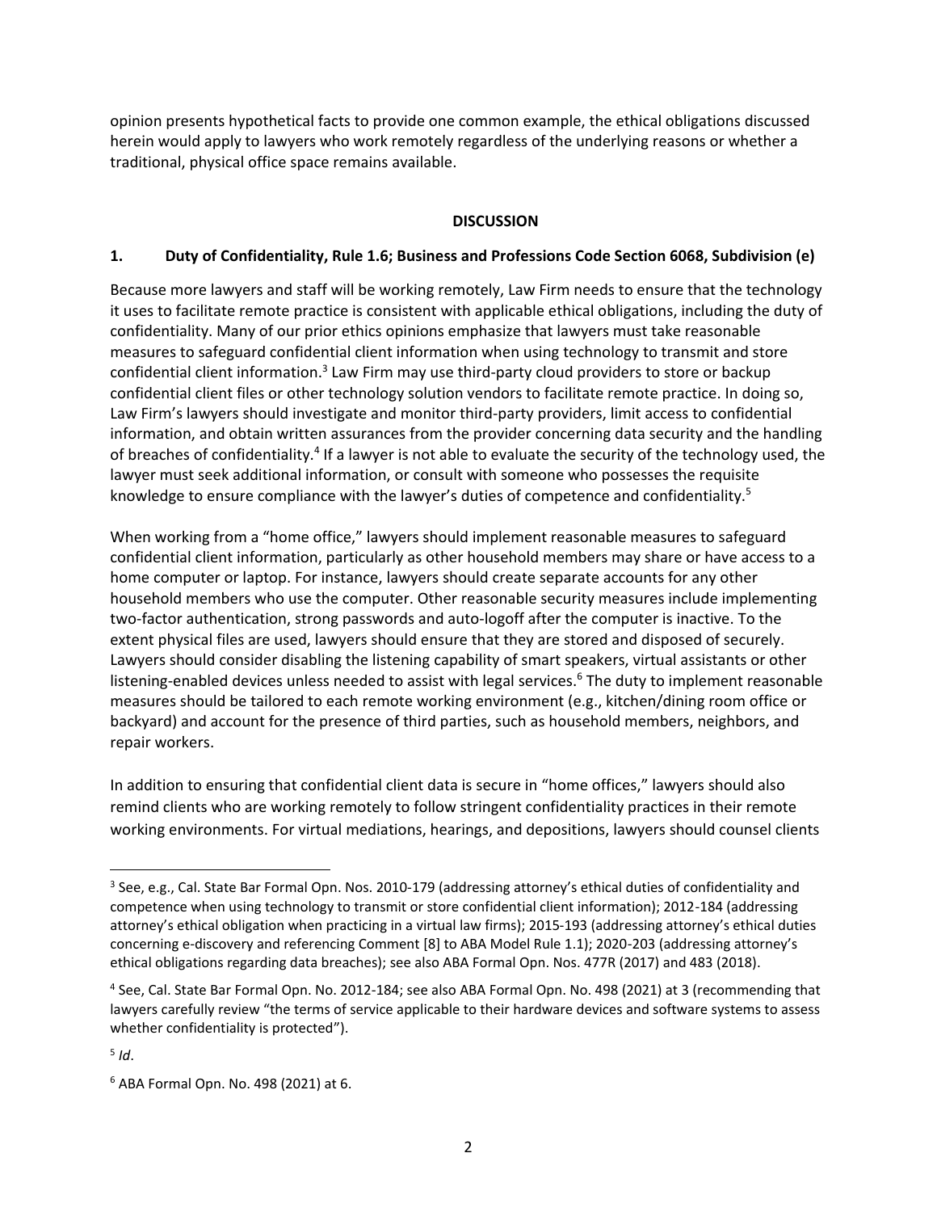opinion presents hypothetical facts to provide one common example, the ethical obligations discussed herein would apply to lawyers who work remotely regardless of the underlying reasons or whether a traditional, physical office space remains available.

## DISCUSSION

### 1. Duty of Confidentiality, Rule 1.6; Business and Professions Code Section 6068, Subdivision (e)

Because more lawyers and staff will be working remotely, Law Firm needs to ensure that the technology it uses to facilitate remote practice is consistent with applicable ethical obligations, including the duty of confidentiality. Many of our prior ethics opinions emphasize that lawyers must take reasonable measures to safeguard confidential client information when using technology to transmit and store confidential client information.[3] Law Firm may use third-party cloud providers to store or backup confidential client files or other technology solution vendors to facilitate remote practice. In doing so, Law Firm's lawyers should investigate and monitor third-party providers, limit access to confidential information, and obtain written assurances from the provider concerning data security and the handling of breaches of confidentiality.[4] If a lawyer is not able to evaluate the security of the technology used, the lawyer must seek additional information, or consult with someone who possesses the requisite knowledge to ensure compliance with the lawyer's duties of competence and confidentiality.[5]

When working from a "home office," lawyers should implement reasonable measures to safeguard confidential client information, particularly as other household members may share or have access to a home computer or laptop. For instance, lawyers should create separate accounts for any other household members who use the computer. Other reasonable security measures include implementing two-factor authentication, strong passwords and auto-logoff after the computer is inactive. To the extent physical files are used, lawyers should ensure that they are stored and disposed of securely. Lawyers should consider disabling the listening capability of smart speakers, virtual assistants or other listening-enabled devices unless needed to assist with legal services.[6] The duty to implement reasonable measures should be tailored to each remote working environment (e.g., kitchen/dining room office or backyard) and account for the presence of third parties, such as household members, neighbors, and repair workers.

In addition to ensuring that confidential client data is secure in "home offices," lawyers should also remind clients who are working remotely to follow stringent confidentiality practices in their remote working environments. For virtual mediations, hearings, and depositions, lawyers should counsel clients

---

[3] See, e.g., Cal. State Bar Formal Opn. Nos. 2010-179 (addressing attorney's ethical duties of confidentiality and competence when using technology to transmit or store confidential client information); 2012-184 (addressing attorney's ethical obligation when practicing in a virtual law firms); 2015-193 (addressing attorney's ethical duties concerning e-discovery and referencing Comment [8] to ABA Model Rule 1.1); 2020-203 (addressing attorney's ethical obligations regarding data breaches); see also ABA Formal Opn. Nos. 477R (2017) and 483 (2018).

[4] See, Cal. State Bar Formal Opn. No. 2012-184; see also ABA Formal Opn. No. 498 (2021) at 3 (recommending that lawyers carefully review "the terms of service applicable to their hardware devices and software systems to assess whether confidentiality is protected").

[5] *Id*.

[6] ABA Formal Opn. No. 498 (2021) at 6.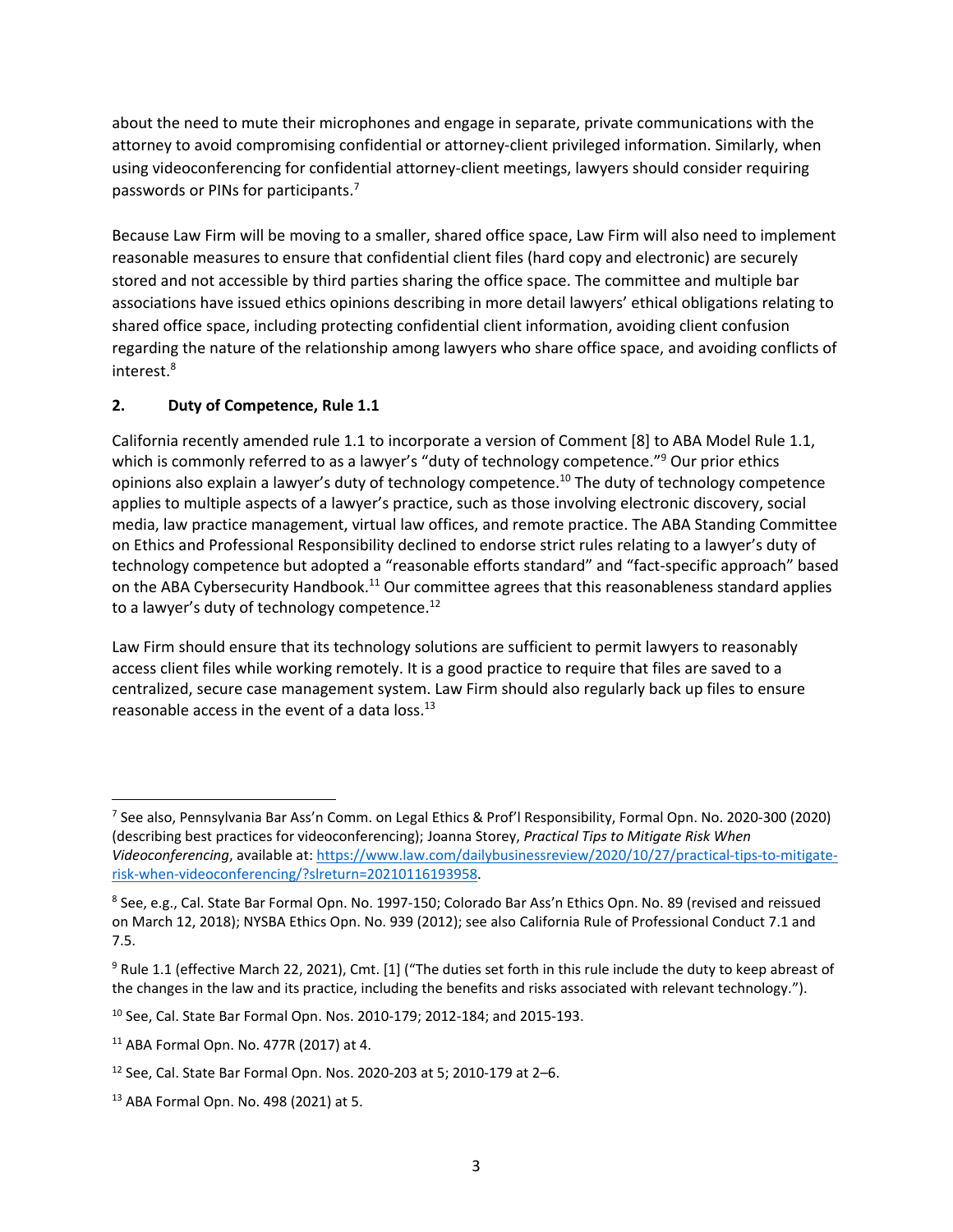about the need to mute their microphones and engage in separate, private communications with the attorney to avoid compromising confidential or attorney-client privileged information. Similarly, when using videoconferencing for confidential attorney-client meetings, lawyers should consider requiring passwords or PINs for participants.[7]

Because Law Firm will be moving to a smaller, shared office space, Law Firm will also need to implement reasonable measures to ensure that confidential client files (hard copy and electronic) are securely stored and not accessible by third parties sharing the office space. The committee and multiple bar associations have issued ethics opinions describing in more detail lawyers' ethical obligations relating to shared office space, including protecting confidential client information, avoiding client confusion regarding the nature of the relationship among lawyers who share office space, and avoiding conflicts of interest.[8]

### 2. Duty of Competence, Rule 1.1

California recently amended rule 1.1 to incorporate a version of Comment [8] to ABA Model Rule 1.1, which is commonly referred to as a lawyer's "duty of technology competence."[9] Our prior ethics opinions also explain a lawyer's duty of technology competence.[10] The duty of technology competence applies to multiple aspects of a lawyer's practice, such as those involving electronic discovery, social media, law practice management, virtual law offices, and remote practice. The ABA Standing Committee on Ethics and Professional Responsibility declined to endorse strict rules relating to a lawyer's duty of technology competence but adopted a "reasonable efforts standard" and "fact-specific approach" based on the ABA Cybersecurity Handbook.[11] Our committee agrees that this reasonableness standard applies to a lawyer's duty of technology competence.[12]

Law Firm should ensure that its technology solutions are sufficient to permit lawyers to reasonably access client files while working remotely. It is a good practice to require that files are saved to a centralized, secure case management system. Law Firm should also regularly back up files to ensure reasonable access in the event of a data loss.[13]

---

[7] See also, Pennsylvania Bar Ass'n Comm. on Legal Ethics & Prof'l Responsibility, Formal Opn. No. 2020-300 (2020) (describing best practices for videoconferencing); Joanna Storey, *Practical Tips to Mitigate Risk When Videoconferencing*, available at: https://www.law.com/dailybusinessreview/2020/10/27/practical-tips-to-mitigate-risk-when-videoconferencing/?slreturn=20210116193958.

[8] See, e.g., Cal. State Bar Formal Opn. No. 1997-150; Colorado Bar Ass'n Ethics Opn. No. 89 (revised and reissued on March 12, 2018); NYSBA Ethics Opn. No. 939 (2012); see also California Rule of Professional Conduct 7.1 and 7.5.

[9] Rule 1.1 (effective March 22, 2021), Cmt. [1] ("The duties set forth in this rule include the duty to keep abreast of the changes in the law and its practice, including the benefits and risks associated with relevant technology.").

[10] See, Cal. State Bar Formal Opn. Nos. 2010-179; 2012-184; and 2015-193.

[11] ABA Formal Opn. No. 477R (2017) at 4.

[12] See, Cal. State Bar Formal Opn. Nos. 2020-203 at 5; 2010-179 at 2–6.

[13] ABA Formal Opn. No. 498 (2021) at 5.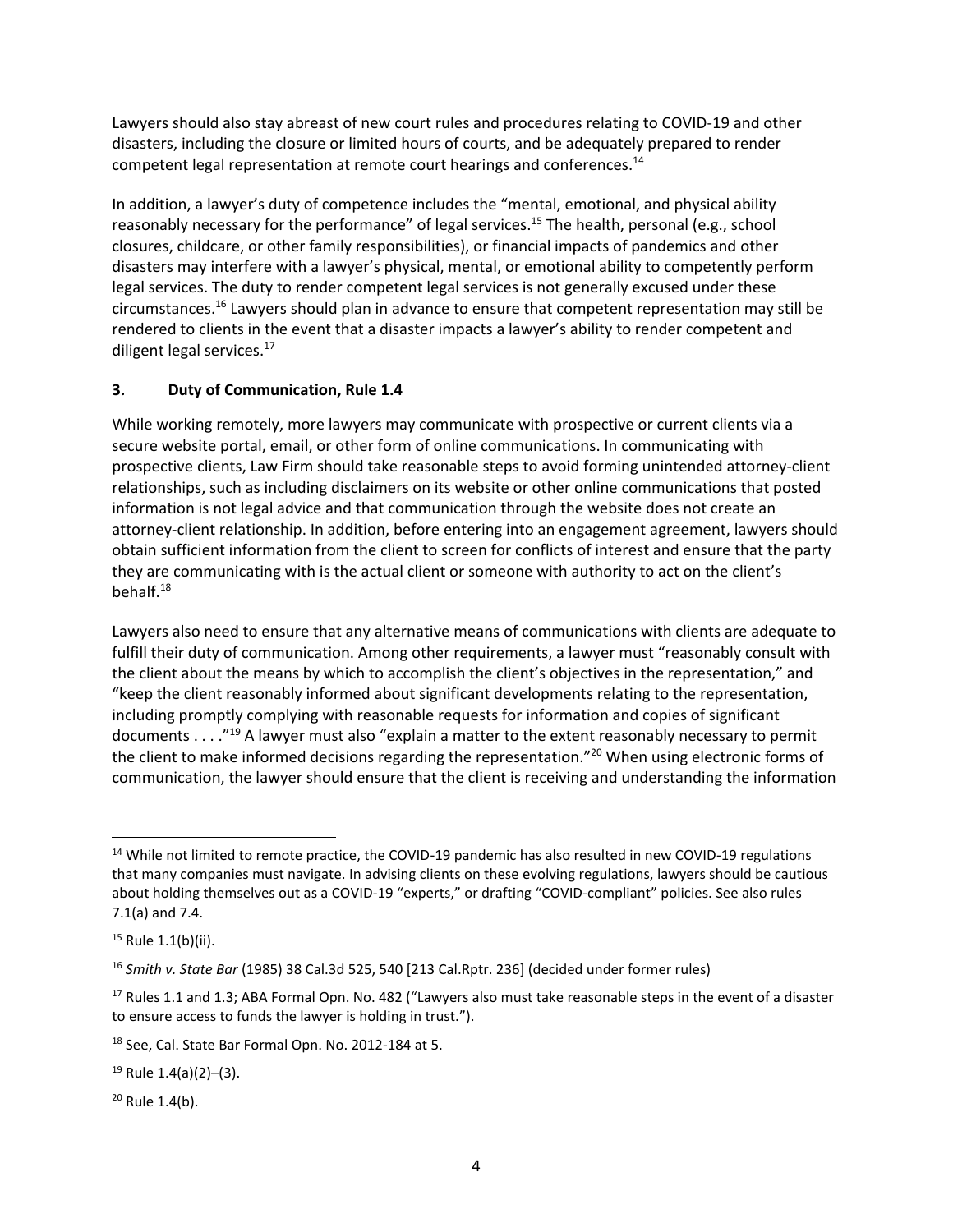Lawyers should also stay abreast of new court rules and procedures relating to COVID-19 and other disasters, including the closure or limited hours of courts, and be adequately prepared to render competent legal representation at remote court hearings and conferences.[14]

In addition, a lawyer's duty of competence includes the "mental, emotional, and physical ability reasonably necessary for the performance" of legal services.[15] The health, personal (e.g., school closures, childcare, or other family responsibilities), or financial impacts of pandemics and other disasters may interfere with a lawyer's physical, mental, or emotional ability to competently perform legal services. The duty to render competent legal services is not generally excused under these circumstances.[16] Lawyers should plan in advance to ensure that competent representation may still be rendered to clients in the event that a disaster impacts a lawyer's ability to render competent and diligent legal services.[17]

### 3. Duty of Communication, Rule 1.4

While working remotely, more lawyers may communicate with prospective or current clients via a secure website portal, email, or other form of online communications. In communicating with prospective clients, Law Firm should take reasonable steps to avoid forming unintended attorney-client relationships, such as including disclaimers on its website or other online communications that posted information is not legal advice and that communication through the website does not create an attorney-client relationship. In addition, before entering into an engagement agreement, lawyers should obtain sufficient information from the client to screen for conflicts of interest and ensure that the party they are communicating with is the actual client or someone with authority to act on the client's behalf.[18]

Lawyers also need to ensure that any alternative means of communications with clients are adequate to fulfill their duty of communication. Among other requirements, a lawyer must "reasonably consult with the client about the means by which to accomplish the client's objectives in the representation," and "keep the client reasonably informed about significant developments relating to the representation, including promptly complying with reasonable requests for information and copies of significant documents . . . ."[19] A lawyer must also "explain a matter to the extent reasonably necessary to permit the client to make informed decisions regarding the representation."[20] When using electronic forms of communication, the lawyer should ensure that the client is receiving and understanding the information

---

[14] While not limited to remote practice, the COVID-19 pandemic has also resulted in new COVID-19 regulations that many companies must navigate. In advising clients on these evolving regulations, lawyers should be cautious about holding themselves out as a COVID-19 "experts," or drafting "COVID-compliant" policies. See also rules 7.1(a) and 7.4.

[15] Rule 1.1(b)(ii).

[16] *Smith v. State Bar* (1985) 38 Cal.3d 525, 540 [213 Cal.Rptr. 236] (decided under former rules)

[17] Rules 1.1 and 1.3; ABA Formal Opn. No. 482 ("Lawyers also must take reasonable steps in the event of a disaster to ensure access to funds the lawyer is holding in trust.").

[18] See, Cal. State Bar Formal Opn. No. 2012-184 at 5.

[19] Rule 1.4(a)(2)–(3).

[20] Rule 1.4(b).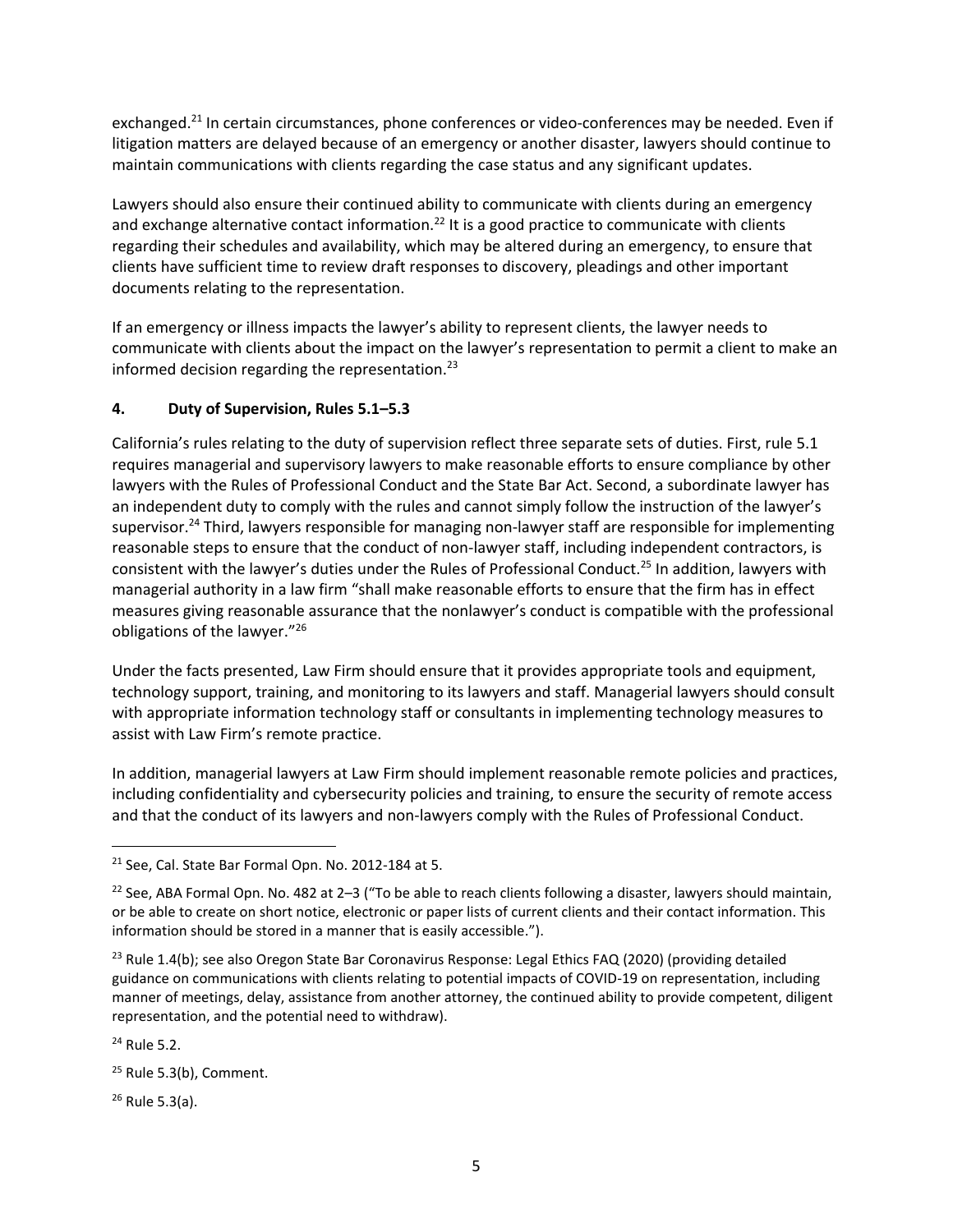exchanged.[21] In certain circumstances, phone conferences or video-conferences may be needed. Even if litigation matters are delayed because of an emergency or another disaster, lawyers should continue to maintain communications with clients regarding the case status and any significant updates.

Lawyers should also ensure their continued ability to communicate with clients during an emergency and exchange alternative contact information.[22] It is a good practice to communicate with clients regarding their schedules and availability, which may be altered during an emergency, to ensure that clients have sufficient time to review draft responses to discovery, pleadings and other important documents relating to the representation.

If an emergency or illness impacts the lawyer's ability to represent clients, the lawyer needs to communicate with clients about the impact on the lawyer's representation to permit a client to make an informed decision regarding the representation.[23]

### 4. Duty of Supervision, Rules 5.1–5.3

California's rules relating to the duty of supervision reflect three separate sets of duties. First, rule 5.1 requires managerial and supervisory lawyers to make reasonable efforts to ensure compliance by other lawyers with the Rules of Professional Conduct and the State Bar Act. Second, a subordinate lawyer has an independent duty to comply with the rules and cannot simply follow the instruction of the lawyer's supervisor.[24] Third, lawyers responsible for managing non-lawyer staff are responsible for implementing reasonable steps to ensure that the conduct of non-lawyer staff, including independent contractors, is consistent with the lawyer's duties under the Rules of Professional Conduct.[25] In addition, lawyers with managerial authority in a law firm "shall make reasonable efforts to ensure that the firm has in effect measures giving reasonable assurance that the nonlawyer's conduct is compatible with the professional obligations of the lawyer."[26]

Under the facts presented, Law Firm should ensure that it provides appropriate tools and equipment, technology support, training, and monitoring to its lawyers and staff. Managerial lawyers should consult with appropriate information technology staff or consultants in implementing technology measures to assist with Law Firm's remote practice.

In addition, managerial lawyers at Law Firm should implement reasonable remote policies and practices, including confidentiality and cybersecurity policies and training, to ensure the security of remote access and that the conduct of its lawyers and non-lawyers comply with the Rules of Professional Conduct.

---

[21] See, Cal. State Bar Formal Opn. No. 2012-184 at 5.

[22] See, ABA Formal Opn. No. 482 at 2–3 ("To be able to reach clients following a disaster, lawyers should maintain, or be able to create on short notice, electronic or paper lists of current clients and their contact information. This information should be stored in a manner that is easily accessible.").

[23] Rule 1.4(b); see also Oregon State Bar Coronavirus Response: Legal Ethics FAQ (2020) (providing detailed guidance on communications with clients relating to potential impacts of COVID-19 on representation, including manner of meetings, delay, assistance from another attorney, the continued ability to provide competent, diligent representation, and the potential need to withdraw).

[24] Rule 5.2.

[25] Rule 5.3(b), Comment.

[26] Rule 5.3(a).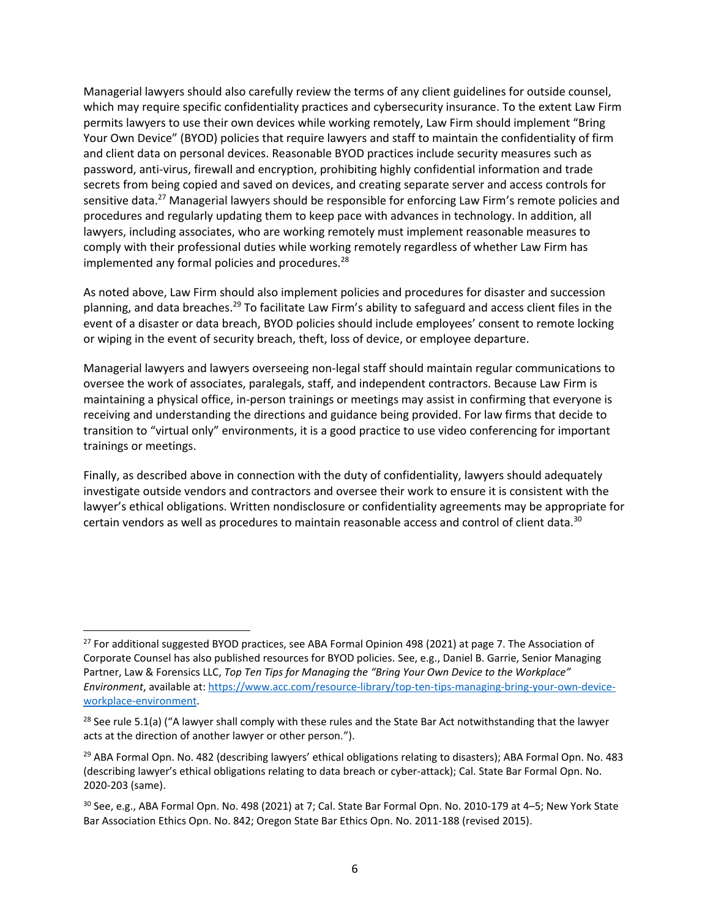Managerial lawyers should also carefully review the terms of any client guidelines for outside counsel, which may require specific confidentiality practices and cybersecurity insurance. To the extent Law Firm permits lawyers to use their own devices while working remotely, Law Firm should implement "Bring Your Own Device" (BYOD) policies that require lawyers and staff to maintain the confidentiality of firm and client data on personal devices. Reasonable BYOD practices include security measures such as password, anti-virus, firewall and encryption, prohibiting highly confidential information and trade secrets from being copied and saved on devices, and creating separate server and access controls for sensitive data.[27] Managerial lawyers should be responsible for enforcing Law Firm's remote policies and procedures and regularly updating them to keep pace with advances in technology. In addition, all lawyers, including associates, who are working remotely must implement reasonable measures to comply with their professional duties while working remotely regardless of whether Law Firm has implemented any formal policies and procedures.[28]

As noted above, Law Firm should also implement policies and procedures for disaster and succession planning, and data breaches.[29] To facilitate Law Firm's ability to safeguard and access client files in the event of a disaster or data breach, BYOD policies should include employees' consent to remote locking or wiping in the event of security breach, theft, loss of device, or employee departure.

Managerial lawyers and lawyers overseeing non-legal staff should maintain regular communications to oversee the work of associates, paralegals, staff, and independent contractors. Because Law Firm is maintaining a physical office, in-person trainings or meetings may assist in confirming that everyone is receiving and understanding the directions and guidance being provided. For law firms that decide to transition to "virtual only" environments, it is a good practice to use video conferencing for important trainings or meetings.

Finally, as described above in connection with the duty of confidentiality, lawyers should adequately investigate outside vendors and contractors and oversee their work to ensure it is consistent with the lawyer's ethical obligations. Written nondisclosure or confidentiality agreements may be appropriate for certain vendors as well as procedures to maintain reasonable access and control of client data.[30]

---

[27] For additional suggested BYOD practices, see ABA Formal Opinion 498 (2021) at page 7. The Association of Corporate Counsel has also published resources for BYOD policies. See, e.g., Daniel B. Garrie, Senior Managing Partner, Law & Forensics LLC, *Top Ten Tips for Managing the "Bring Your Own Device to the Workplace" Environment*, available at: https://www.acc.com/resource-library/top-ten-tips-managing-bring-your-own-device-workplace-environment.

[28] See rule 5.1(a) ("A lawyer shall comply with these rules and the State Bar Act notwithstanding that the lawyer acts at the direction of another lawyer or other person.").

[29] ABA Formal Opn. No. 482 (describing lawyers' ethical obligations relating to disasters); ABA Formal Opn. No. 483 (describing lawyer's ethical obligations relating to data breach or cyber-attack); Cal. State Bar Formal Opn. No. 2020-203 (same).

[30] See, e.g., ABA Formal Opn. No. 498 (2021) at 7; Cal. State Bar Formal Opn. No. 2010-179 at 4–5; New York State Bar Association Ethics Opn. No. 842; Oregon State Bar Ethics Opn. No. 2011-188 (revised 2015).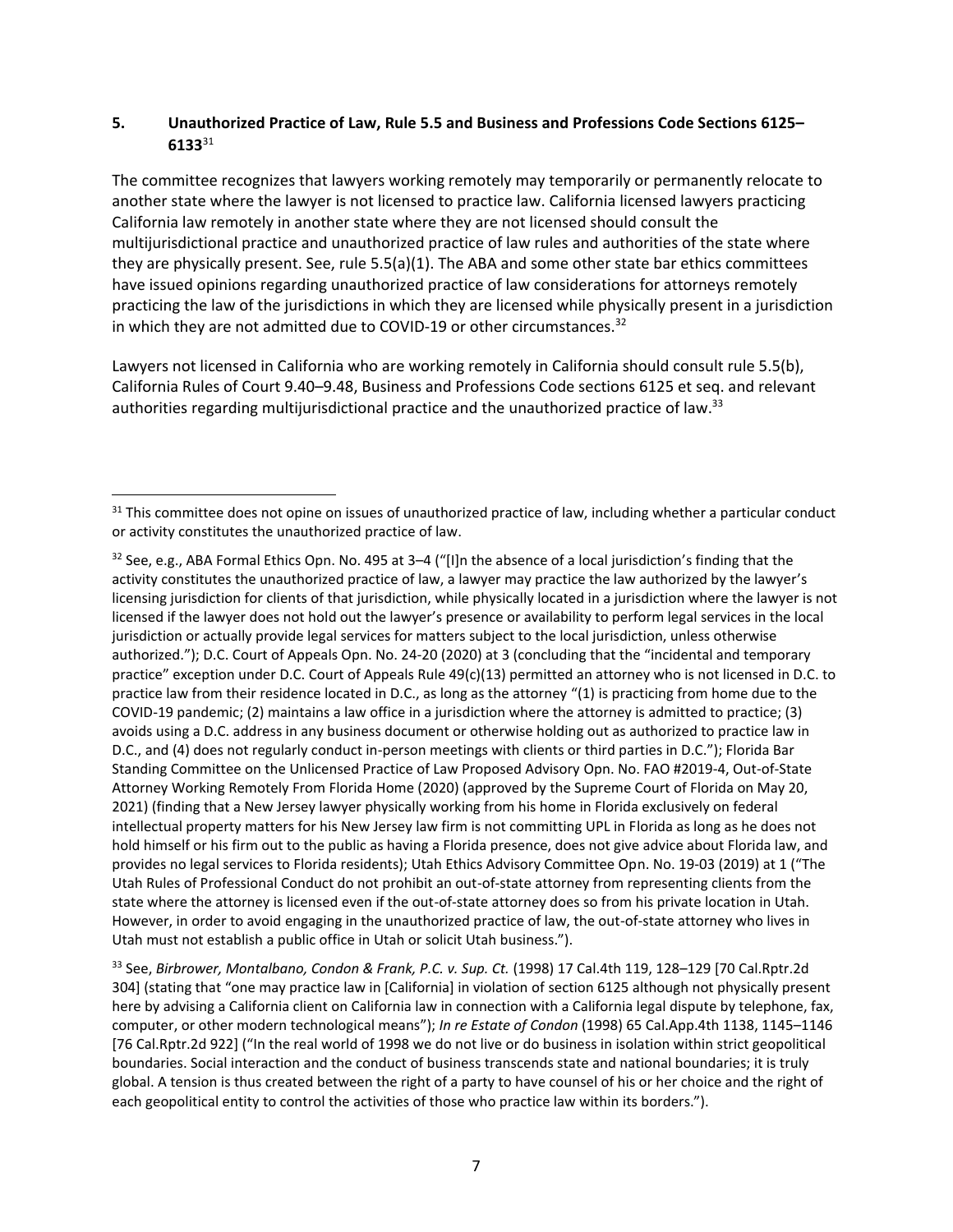### 5. Unauthorized Practice of Law, Rule 5.5 and Business and Professions Code Sections 6125–6133[31]

The committee recognizes that lawyers working remotely may temporarily or permanently relocate to another state where the lawyer is not licensed to practice law. California licensed lawyers practicing California law remotely in another state where they are not licensed should consult the multijurisdictional practice and unauthorized practice of law rules and authorities of the state where they are physically present. See, rule 5.5(a)(1). The ABA and some other state bar ethics committees have issued opinions regarding unauthorized practice of law considerations for attorneys remotely practicing the law of the jurisdictions in which they are licensed while physically present in a jurisdiction in which they are not admitted due to COVID-19 or other circumstances.[32]

Lawyers not licensed in California who are working remotely in California should consult rule 5.5(b), California Rules of Court 9.40–9.48, Business and Professions Code sections 6125 et seq. and relevant authorities regarding multijurisdictional practice and the unauthorized practice of law.[33]

---

[31] This committee does not opine on issues of unauthorized practice of law, including whether a particular conduct or activity constitutes the unauthorized practice of law.

[32] See, e.g., ABA Formal Ethics Opn. No. 495 at 3–4 ("[I]n the absence of a local jurisdiction's finding that the activity constitutes the unauthorized practice of law, a lawyer may practice the law authorized by the lawyer's licensing jurisdiction for clients of that jurisdiction, while physically located in a jurisdiction where the lawyer is not licensed if the lawyer does not hold out the lawyer's presence or availability to perform legal services in the local jurisdiction or actually provide legal services for matters subject to the local jurisdiction, unless otherwise authorized."); D.C. Court of Appeals Opn. No. 24-20 (2020) at 3 (concluding that the "incidental and temporary practice" exception under D.C. Court of Appeals Rule 49(c)(13) permitted an attorney who is not licensed in D.C. to practice law from their residence located in D.C., as long as the attorney "(1) is practicing from home due to the COVID-19 pandemic; (2) maintains a law office in a jurisdiction where the attorney is admitted to practice; (3) avoids using a D.C. address in any business document or otherwise holding out as authorized to practice law in D.C., and (4) does not regularly conduct in-person meetings with clients or third parties in D.C."); Florida Bar Standing Committee on the Unlicensed Practice of Law Proposed Advisory Opn. No. FAO #2019-4, Out-of-State Attorney Working Remotely From Florida Home (2020) (approved by the Supreme Court of Florida on May 20, 2021) (finding that a New Jersey lawyer physically working from his home in Florida exclusively on federal intellectual property matters for his New Jersey law firm is not committing UPL in Florida as long as he does not hold himself or his firm out to the public as having a Florida presence, does not give advice about Florida law, and provides no legal services to Florida residents); Utah Ethics Advisory Committee Opn. No. 19-03 (2019) at 1 ("The Utah Rules of Professional Conduct do not prohibit an out-of-state attorney from representing clients from the state where the attorney is licensed even if the out-of-state attorney does so from his private location in Utah. However, in order to avoid engaging in the unauthorized practice of law, the out-of-state attorney who lives in Utah must not establish a public office in Utah or solicit Utah business.").

[33] See, *Birbrower, Montalbano, Condon & Frank, P.C. v. Sup. Ct.* (1998) 17 Cal.4th 119, 128–129 [70 Cal.Rptr.2d 304] (stating that "one may practice law in [California] in violation of section 6125 although not physically present here by advising a California client on California law in connection with a California legal dispute by telephone, fax, computer, or other modern technological means"); *In re Estate of Condon* (1998) 65 Cal.App.4th 1138, 1145–1146 [76 Cal.Rptr.2d 922] ("In the real world of 1998 we do not live or do business in isolation within strict geopolitical boundaries. Social interaction and the conduct of business transcends state and national boundaries; it is truly global. A tension is thus created between the right of a party to have counsel of his or her choice and the right of each geopolitical entity to control the activities of those who practice law within its borders.").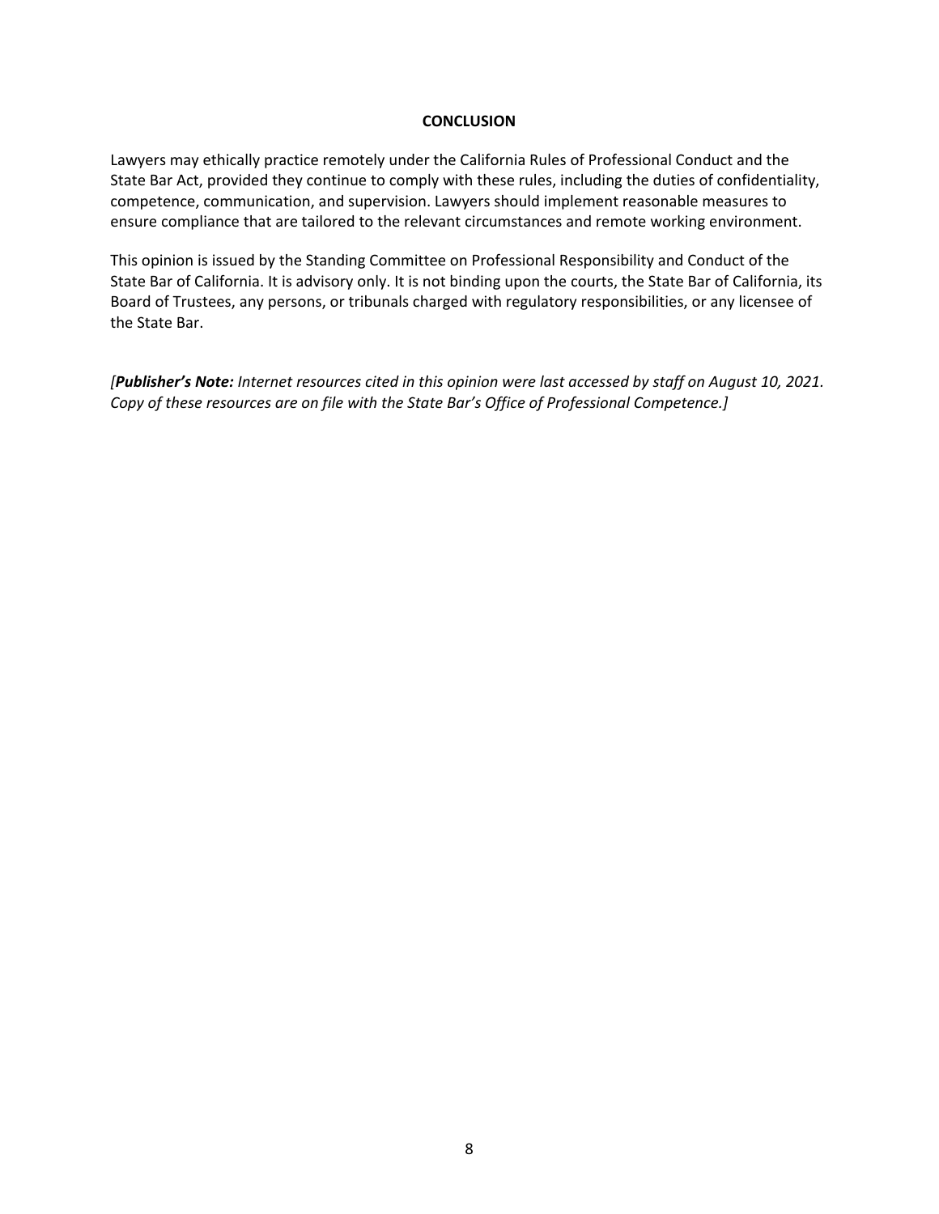## CONCLUSION

Lawyers may ethically practice remotely under the California Rules of Professional Conduct and the State Bar Act, provided they continue to comply with these rules, including the duties of confidentiality, competence, communication, and supervision. Lawyers should implement reasonable measures to ensure compliance that are tailored to the relevant circumstances and remote working environment.

This opinion is issued by the Standing Committee on Professional Responsibility and Conduct of the State Bar of California. It is advisory only. It is not binding upon the courts, the State Bar of California, its Board of Trustees, any persons, or tribunals charged with regulatory responsibilities, or any licensee of the State Bar.

*[**Publisher's Note:** Internet resources cited in this opinion were last accessed by staff on August 10, 2021. Copy of these resources are on file with the State Bar's Office of Professional Competence.]*